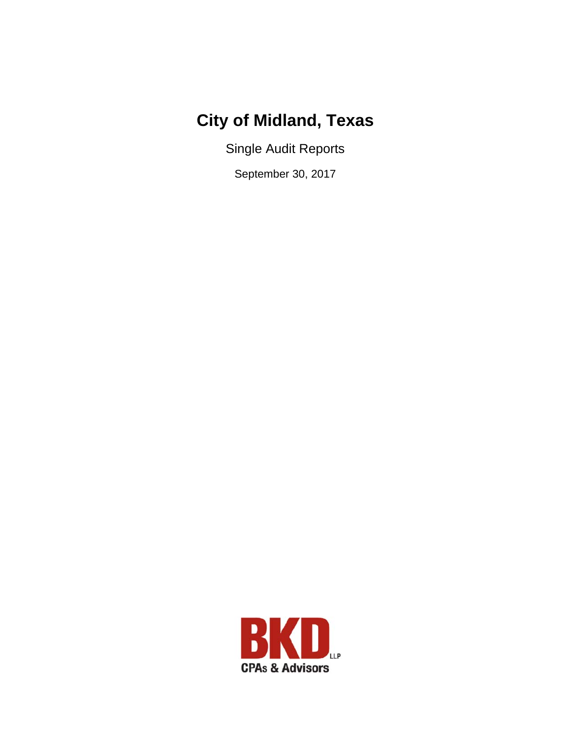# City of Midland, Texas

Single Audit Reports

September 30, 2017

BKD LLP

CPAs & Advisors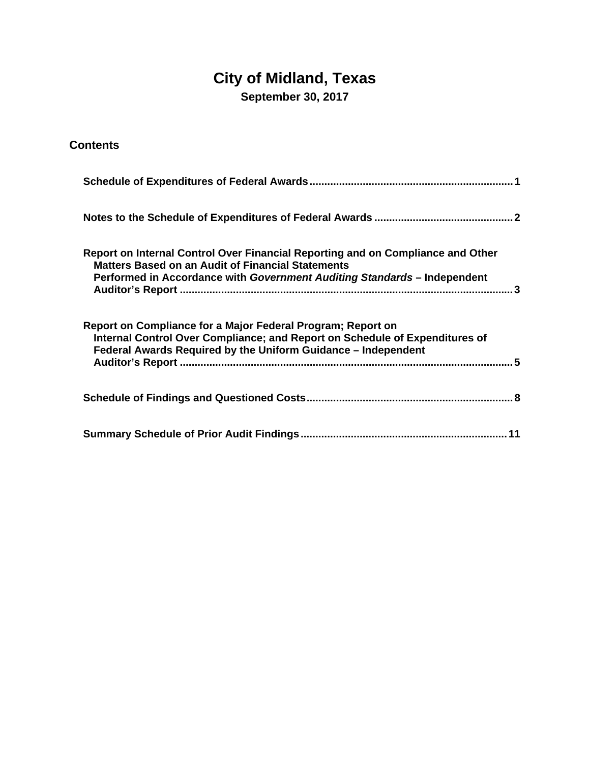# City of Midland, Texas

**September 30, 2017**

## Contents

| | |
|---|---|
| **Schedule of Expenditures of Federal Awards** | **1** |
| **Notes to the Schedule of Expenditures of Federal Awards** | **2** |
| **Report on Internal Control Over Financial Reporting and on Compliance and Other Matters Based on an Audit of Financial Statements Performed in Accordance with *Government Auditing Standards* – Independent Auditor's Report** | **3** |
| **Report on Compliance for a Major Federal Program; Report on Internal Control Over Compliance; and Report on Schedule of Expenditures of Federal Awards Required by the Uniform Guidance – Independent Auditor's Report** | **5** |
| **Schedule of Findings and Questioned Costs** | **8** |
| **Summary Schedule of Prior Audit Findings** | **11** |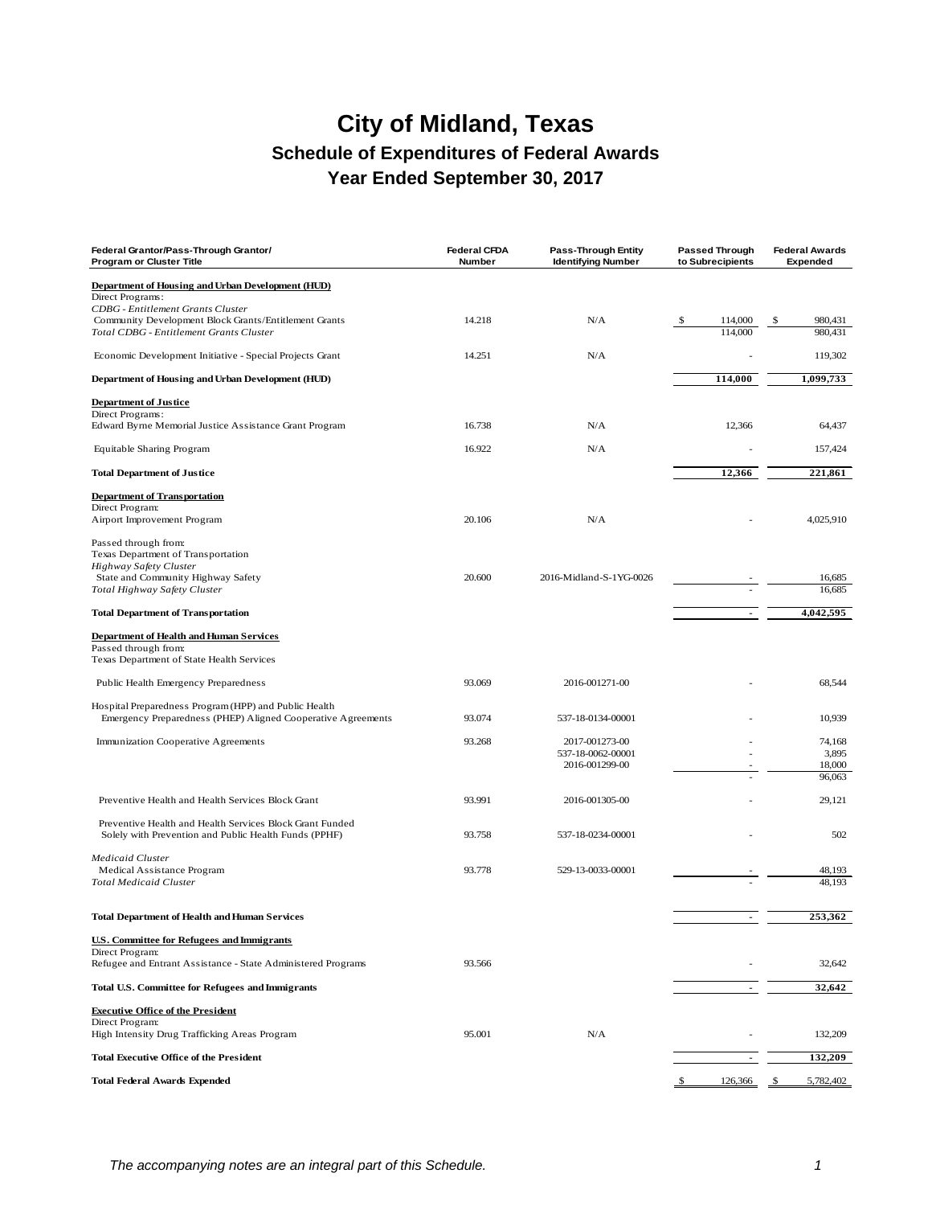# City of Midland, Texas

## Schedule of Expenditures of Federal Awards

## Year Ended September 30, 2017

| Federal Grantor/Pass-Through Grantor/ Program or Cluster Title | Federal CFDA Number | Pass-Through Entity Identifying Number | Passed Through to Subrecipients | Federal Awards Expended |
|---|---|---|---|---|
| **Department of Housing and Urban Development (HUD)** | | | | |
| Direct Programs: | | | | |
| *CDBG - Entitlement Grants Cluster* | | | | |
| Community Development Block Grants/Entitlement Grants | 14.218 | N/A | $ 114,000 | $ 980,431 |
| *Total CDBG - Entitlement Grants Cluster* | | | 114,000 | 980,431 |
| Economic Development Initiative - Special Projects Grant | 14.251 | N/A | - | 119,302 |
| **Department of Housing and Urban Development (HUD)** | | | **114,000** | **1,099,733** |
| **Department of Justice** | | | | |
| Direct Programs: | | | | |
| Edward Byrne Memorial Justice Assistance Grant Program | 16.738 | N/A | 12,366 | 64,437 |
| Equitable Sharing Program | 16.922 | N/A | - | 157,424 |
| **Total Department of Justice** | | | **12,366** | **221,861** |
| **Department of Transportation** | | | | |
| Direct Program: | | | | |
| Airport Improvement Program | 20.106 | N/A | - | 4,025,910 |
| Passed through from: | | | | |
| Texas Department of Transportation | | | | |
| *Highway Safety Cluster* | | | | |
| State and Community Highway Safety | 20.600 | 2016-Midland-S-1YG-0026 | - | 16,685 |
| *Total Highway Safety Cluster* | | | - | 16,685 |
| **Total Department of Transportation** | | | **-** | **4,042,595** |
| **Department of Health and Human Services** | | | | |
| Passed through from: | | | | |
| Texas Department of State Health Services | | | | |
| Public Health Emergency Preparedness | 93.069 | 2016-001271-00 | - | 68,544 |
| Hospital Preparedness Program (HPP) and Public Health Emergency Preparedness (PHEP) Aligned Cooperative Agreements | 93.074 | 537-18-0134-00001 | - | 10,939 |
| Immunization Cooperative Agreements | 93.268 | 2017-001273-00 | - | 74,168 |
| | | 537-18-0062-00001 | - | 3,895 |
| | | 2016-001299-00 | - | 18,000 |
| | | | - | 96,063 |
| Preventive Health and Health Services Block Grant | 93.991 | 2016-001305-00 | - | 29,121 |
| Preventive Health and Health Services Block Grant Funded Solely with Prevention and Public Health Funds (PPHF) | 93.758 | 537-18-0234-00001 | - | 502 |
| *Medicaid Cluster* | | | | |
| Medical Assistance Program | 93.778 | 529-13-0033-00001 | - | 48,193 |
| *Total Medicaid Cluster* | | | - | 48,193 |
| **Total Department of Health and Human Services** | | | **-** | **253,362** |
| **U.S. Committee for Refugees and Immigrants** | | | | |
| Direct Program: | | | | |
| Refugee and Entrant Assistance - State Administered Programs | 93.566 | | - | 32,642 |
| **Total U.S. Committee for Refugees and Immigrants** | | | **-** | **32,642** |
| **Executive Office of the President** | | | | |
| Direct Program: | | | | |
| High Intensity Drug Trafficking Areas Program | 95.001 | N/A | - | 132,209 |
| **Total Executive Office of the President** | | | **-** | **132,209** |
| **Total Federal Awards Expended** | | | $ 126,366 | $ 5,782,402 |

*The accompanying notes are an integral part of this Schedule.*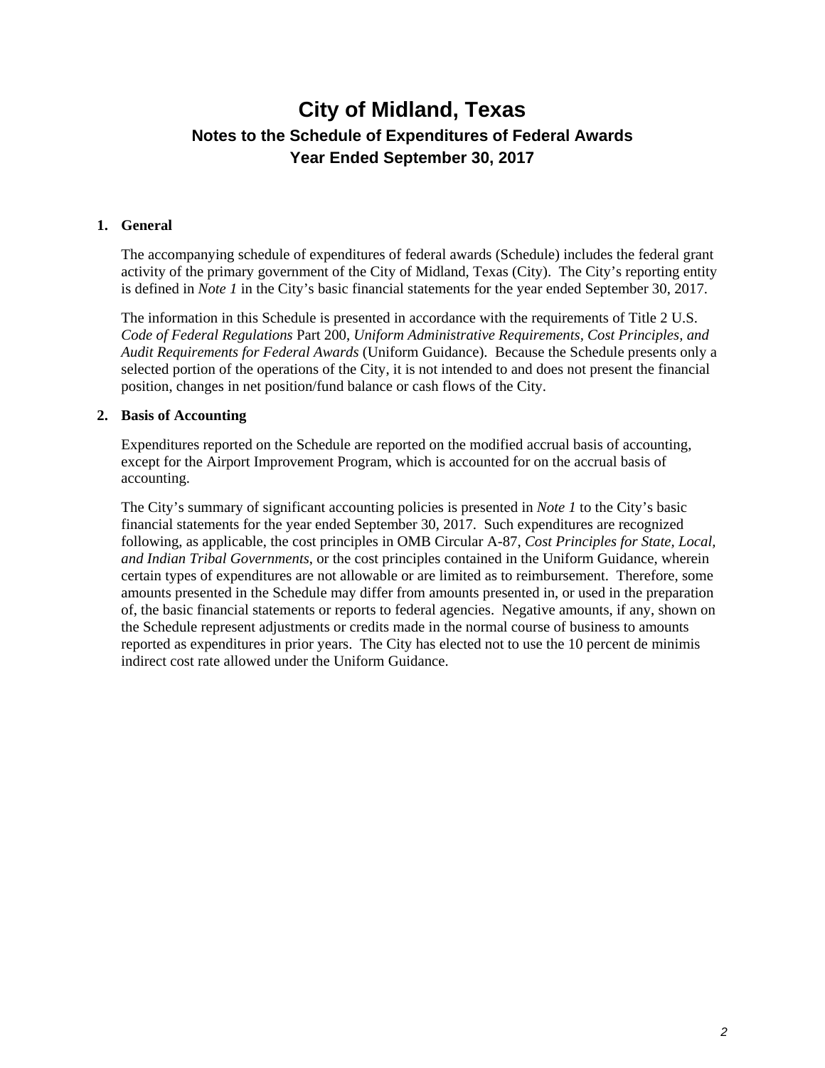# City of Midland, Texas

## Notes to the Schedule of Expenditures of Federal Awards

## Year Ended September 30, 2017

**1. General**

The accompanying schedule of expenditures of federal awards (Schedule) includes the federal grant activity of the primary government of the City of Midland, Texas (City). The City's reporting entity is defined in *Note 1* in the City's basic financial statements for the year ended September 30, 2017.

The information in this Schedule is presented in accordance with the requirements of Title 2 U.S. *Code of Federal Regulations* Part 200, *Uniform Administrative Requirements, Cost Principles, and Audit Requirements for Federal Awards* (Uniform Guidance). Because the Schedule presents only a selected portion of the operations of the City, it is not intended to and does not present the financial position, changes in net position/fund balance or cash flows of the City.

**2. Basis of Accounting**

Expenditures reported on the Schedule are reported on the modified accrual basis of accounting, except for the Airport Improvement Program, which is accounted for on the accrual basis of accounting.

The City's summary of significant accounting policies is presented in *Note 1* to the City's basic financial statements for the year ended September 30, 2017. Such expenditures are recognized following, as applicable, the cost principles in OMB Circular A-87, *Cost Principles for State, Local, and Indian Tribal Governments*, or the cost principles contained in the Uniform Guidance, wherein certain types of expenditures are not allowable or are limited as to reimbursement. Therefore, some amounts presented in the Schedule may differ from amounts presented in, or used in the preparation of, the basic financial statements or reports to federal agencies. Negative amounts, if any, shown on the Schedule represent adjustments or credits made in the normal course of business to amounts reported as expenditures in prior years. The City has elected not to use the 10 percent de minimis indirect cost rate allowed under the Uniform Guidance.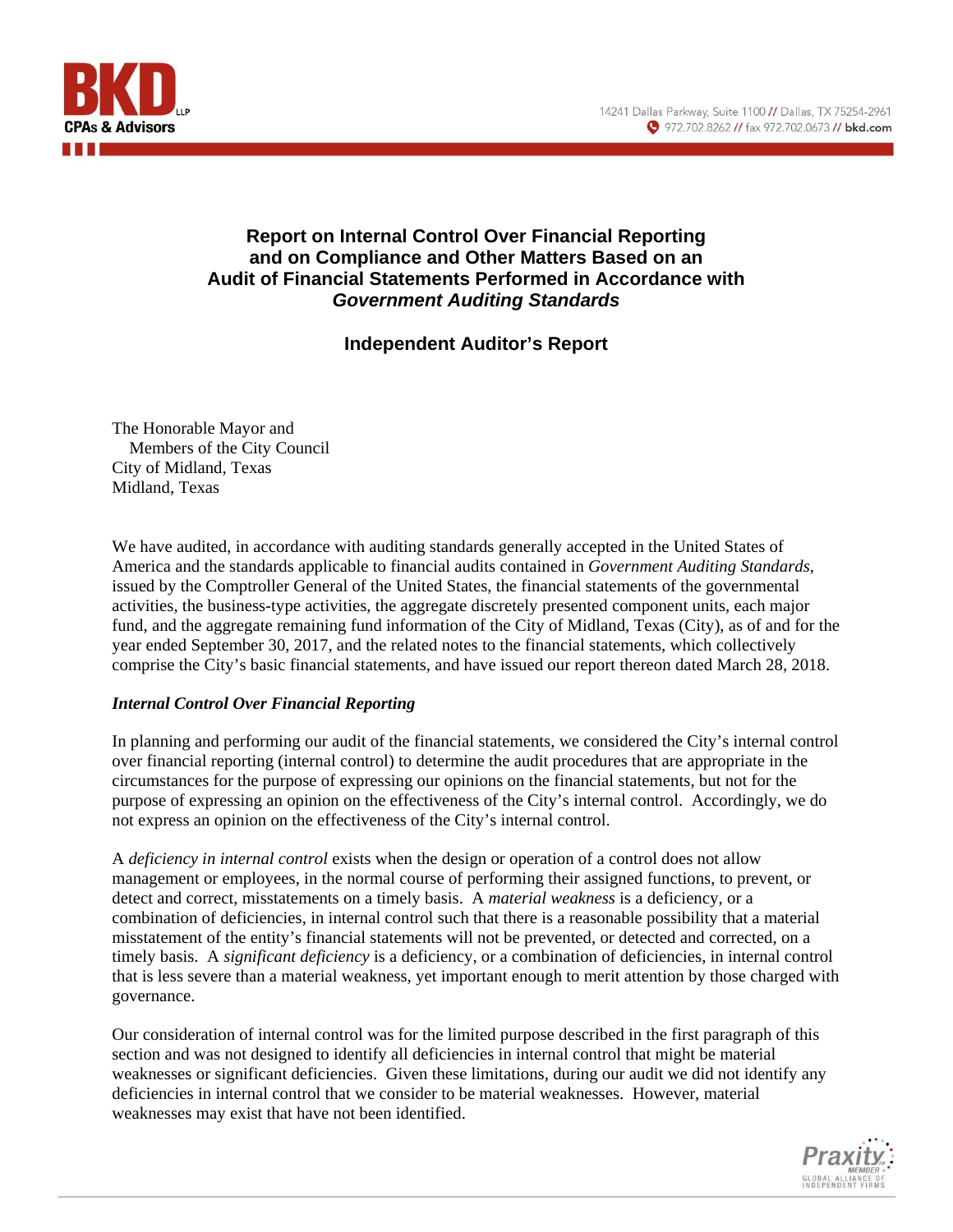# Report on Internal Control Over Financial Reporting and on Compliance and Other Matters Based on an Audit of Financial Statements Performed in Accordance with *Government Auditing Standards*

## Independent Auditor's Report

The Honorable Mayor and
Members of the City Council
City of Midland, Texas
Midland, Texas

We have audited, in accordance with auditing standards generally accepted in the United States of America and the standards applicable to financial audits contained in *Government Auditing Standards*, issued by the Comptroller General of the United States, the financial statements of the governmental activities, the business-type activities, the aggregate discretely presented component units, each major fund, and the aggregate remaining fund information of the City of Midland, Texas (City), as of and for the year ended September 30, 2017, and the related notes to the financial statements, which collectively comprise the City's basic financial statements, and have issued our report thereon dated March 28, 2018.

### *Internal Control Over Financial Reporting*

In planning and performing our audit of the financial statements, we considered the City's internal control over financial reporting (internal control) to determine the audit procedures that are appropriate in the circumstances for the purpose of expressing our opinions on the financial statements, but not for the purpose of expressing an opinion on the effectiveness of the City's internal control. Accordingly, we do not express an opinion on the effectiveness of the City's internal control.

A *deficiency in internal control* exists when the design or operation of a control does not allow management or employees, in the normal course of performing their assigned functions, to prevent, or detect and correct, misstatements on a timely basis. A *material weakness* is a deficiency, or a combination of deficiencies, in internal control such that there is a reasonable possibility that a material misstatement of the entity's financial statements will not be prevented, or detected and corrected, on a timely basis. A *significant deficiency* is a deficiency, or a combination of deficiencies, in internal control that is less severe than a material weakness, yet important enough to merit attention by those charged with governance.

Our consideration of internal control was for the limited purpose described in the first paragraph of this section and was not designed to identify all deficiencies in internal control that might be material weaknesses or significant deficiencies. Given these limitations, during our audit we did not identify any deficiencies in internal control that we consider to be material weaknesses. However, material weaknesses may exist that have not been identified.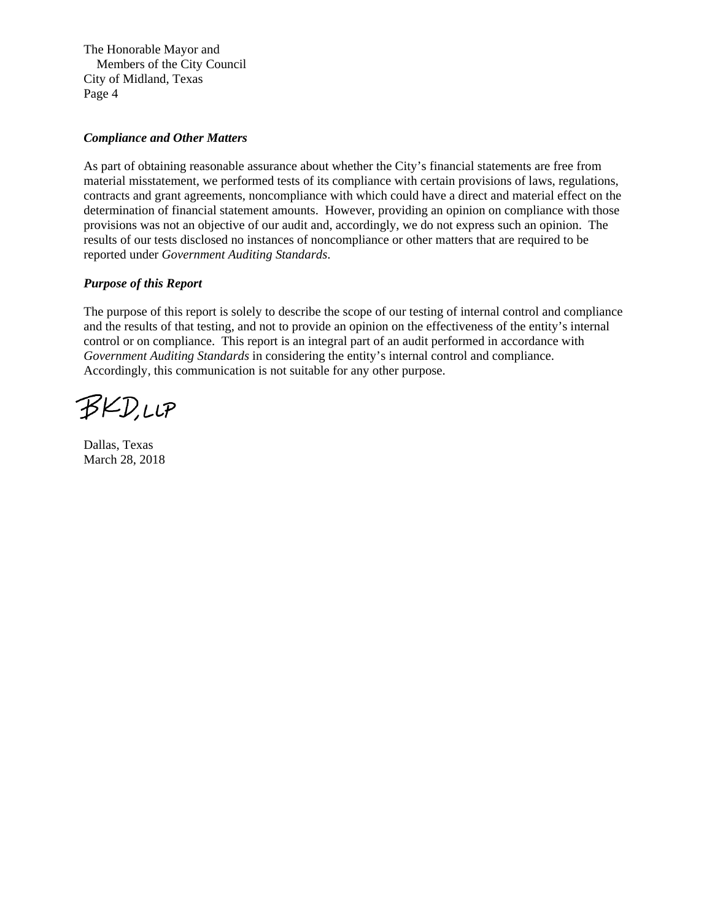The Honorable Mayor and
Members of the City Council
City of Midland, Texas
Page 4

***Compliance and Other Matters***

As part of obtaining reasonable assurance about whether the City's financial statements are free from material misstatement, we performed tests of its compliance with certain provisions of laws, regulations, contracts and grant agreements, noncompliance with which could have a direct and material effect on the determination of financial statement amounts. However, providing an opinion on compliance with those provisions was not an objective of our audit and, accordingly, we do not express such an opinion. The results of our tests disclosed no instances of noncompliance or other matters that are required to be reported under *Government Auditing Standards*.

***Purpose of this Report***

The purpose of this report is solely to describe the scope of our testing of internal control and compliance and the results of that testing, and not to provide an opinion on the effectiveness of the entity's internal control or on compliance. This report is an integral part of an audit performed in accordance with *Government Auditing Standards* in considering the entity's internal control and compliance. Accordingly, this communication is not suitable for any other purpose.

BKD, LLP

Dallas, Texas
March 28, 2018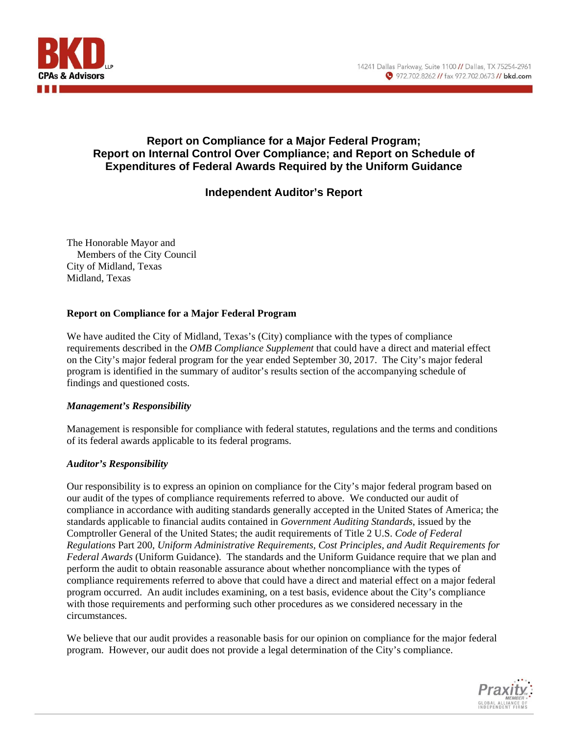# Report on Compliance for a Major Federal Program; Report on Internal Control Over Compliance; and Report on Schedule of Expenditures of Federal Awards Required by the Uniform Guidance

## Independent Auditor's Report

The Honorable Mayor and
Members of the City Council
City of Midland, Texas
Midland, Texas

### Report on Compliance for a Major Federal Program

We have audited the City of Midland, Texas's (City) compliance with the types of compliance requirements described in the *OMB Compliance Supplement* that could have a direct and material effect on the City's major federal program for the year ended September 30, 2017. The City's major federal program is identified in the summary of auditor's results section of the accompanying schedule of findings and questioned costs.

#### *Management's Responsibility*

Management is responsible for compliance with federal statutes, regulations and the terms and conditions of its federal awards applicable to its federal programs.

#### *Auditor's Responsibility*

Our responsibility is to express an opinion on compliance for the City's major federal program based on our audit of the types of compliance requirements referred to above. We conducted our audit of compliance in accordance with auditing standards generally accepted in the United States of America; the standards applicable to financial audits contained in *Government Auditing Standards*, issued by the Comptroller General of the United States; the audit requirements of Title 2 U.S. *Code of Federal Regulations* Part 200, *Uniform Administrative Requirements, Cost Principles, and Audit Requirements for Federal Awards* (Uniform Guidance). The standards and the Uniform Guidance require that we plan and perform the audit to obtain reasonable assurance about whether noncompliance with the types of compliance requirements referred to above that could have a direct and material effect on a major federal program occurred. An audit includes examining, on a test basis, evidence about the City's compliance with those requirements and performing such other procedures as we considered necessary in the circumstances.

We believe that our audit provides a reasonable basis for our opinion on compliance for the major federal program. However, our audit does not provide a legal determination of the City's compliance.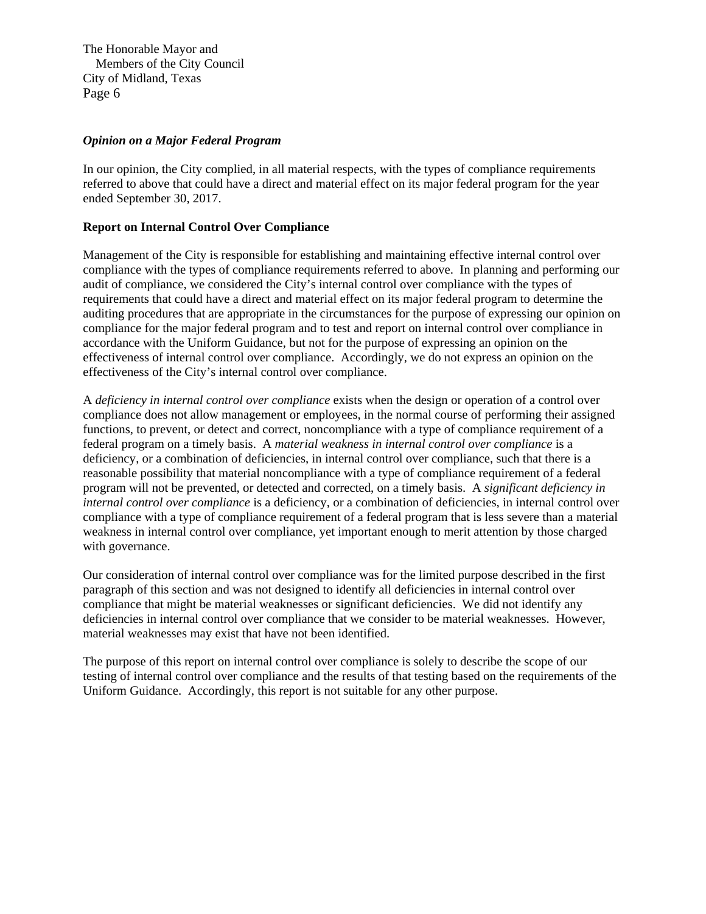### *Opinion on a Major Federal Program*

In our opinion, the City complied, in all material respects, with the types of compliance requirements referred to above that could have a direct and material effect on its major federal program for the year ended September 30, 2017.

### Report on Internal Control Over Compliance

Management of the City is responsible for establishing and maintaining effective internal control over compliance with the types of compliance requirements referred to above. In planning and performing our audit of compliance, we considered the City's internal control over compliance with the types of requirements that could have a direct and material effect on its major federal program to determine the auditing procedures that are appropriate in the circumstances for the purpose of expressing our opinion on compliance for the major federal program and to test and report on internal control over compliance in accordance with the Uniform Guidance, but not for the purpose of expressing an opinion on the effectiveness of internal control over compliance. Accordingly, we do not express an opinion on the effectiveness of the City's internal control over compliance.

A *deficiency in internal control over compliance* exists when the design or operation of a control over compliance does not allow management or employees, in the normal course of performing their assigned functions, to prevent, or detect and correct, noncompliance with a type of compliance requirement of a federal program on a timely basis. A *material weakness in internal control over compliance* is a deficiency, or a combination of deficiencies, in internal control over compliance, such that there is a reasonable possibility that material noncompliance with a type of compliance requirement of a federal program will not be prevented, or detected and corrected, on a timely basis. A *significant deficiency in internal control over compliance* is a deficiency, or a combination of deficiencies, in internal control over compliance with a type of compliance requirement of a federal program that is less severe than a material weakness in internal control over compliance, yet important enough to merit attention by those charged with governance.

Our consideration of internal control over compliance was for the limited purpose described in the first paragraph of this section and was not designed to identify all deficiencies in internal control over compliance that might be material weaknesses or significant deficiencies. We did not identify any deficiencies in internal control over compliance that we consider to be material weaknesses. However, material weaknesses may exist that have not been identified.

The purpose of this report on internal control over compliance is solely to describe the scope of our testing of internal control over compliance and the results of that testing based on the requirements of the Uniform Guidance. Accordingly, this report is not suitable for any other purpose.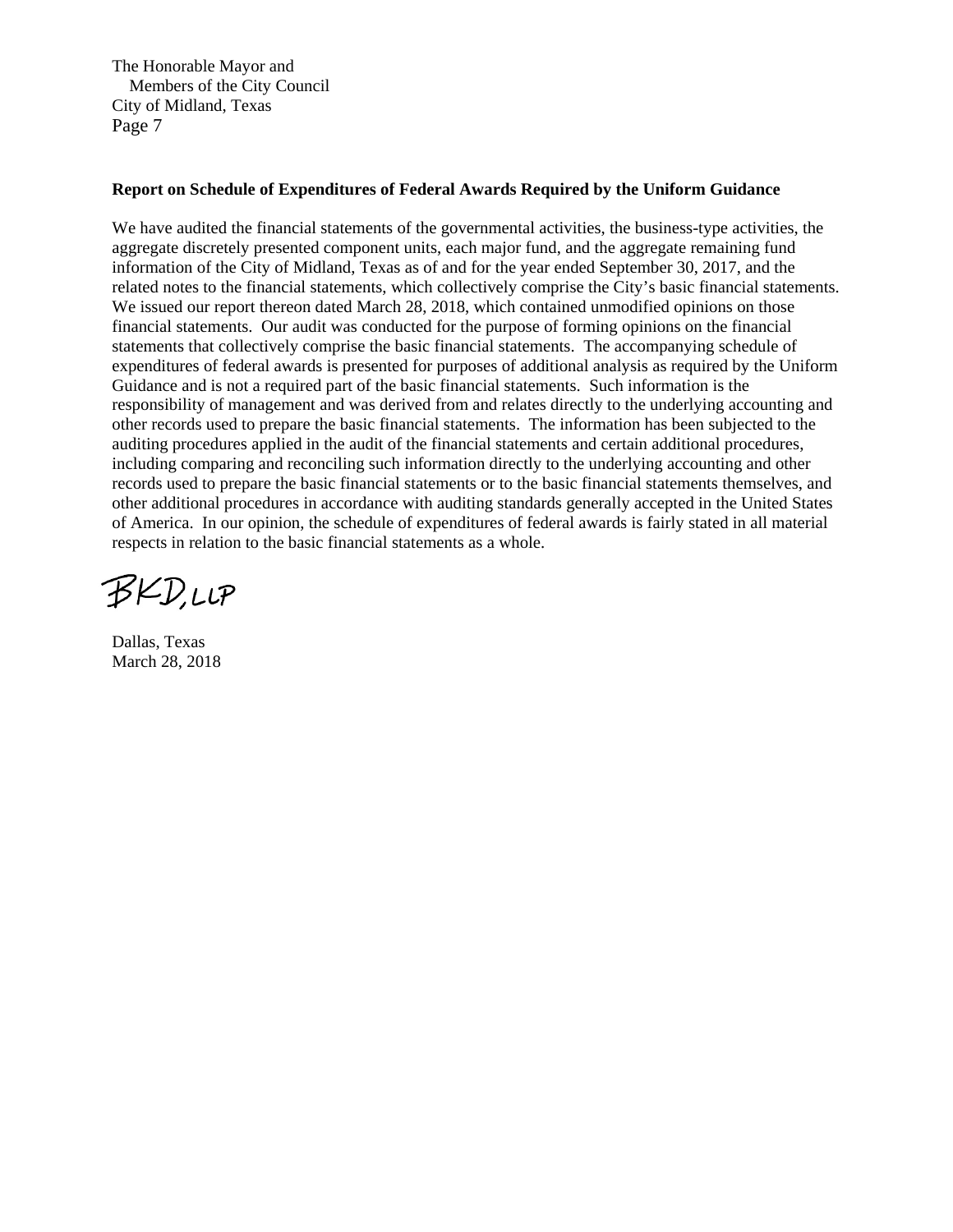The Honorable Mayor and
Members of the City Council
City of Midland, Texas
Page 7

**Report on Schedule of Expenditures of Federal Awards Required by the Uniform Guidance**

We have audited the financial statements of the governmental activities, the business-type activities, the aggregate discretely presented component units, each major fund, and the aggregate remaining fund information of the City of Midland, Texas as of and for the year ended September 30, 2017, and the related notes to the financial statements, which collectively comprise the City's basic financial statements. We issued our report thereon dated March 28, 2018, which contained unmodified opinions on those financial statements. Our audit was conducted for the purpose of forming opinions on the financial statements that collectively comprise the basic financial statements. The accompanying schedule of expenditures of federal awards is presented for purposes of additional analysis as required by the Uniform Guidance and is not a required part of the basic financial statements. Such information is the responsibility of management and was derived from and relates directly to the underlying accounting and other records used to prepare the basic financial statements. The information has been subjected to the auditing procedures applied in the audit of the financial statements and certain additional procedures, including comparing and reconciling such information directly to the underlying accounting and other records used to prepare the basic financial statements or to the basic financial statements themselves, and other additional procedures in accordance with auditing standards generally accepted in the United States of America. In our opinion, the schedule of expenditures of federal awards is fairly stated in all material respects in relation to the basic financial statements as a whole.

BKD, LLP

Dallas, Texas
March 28, 2018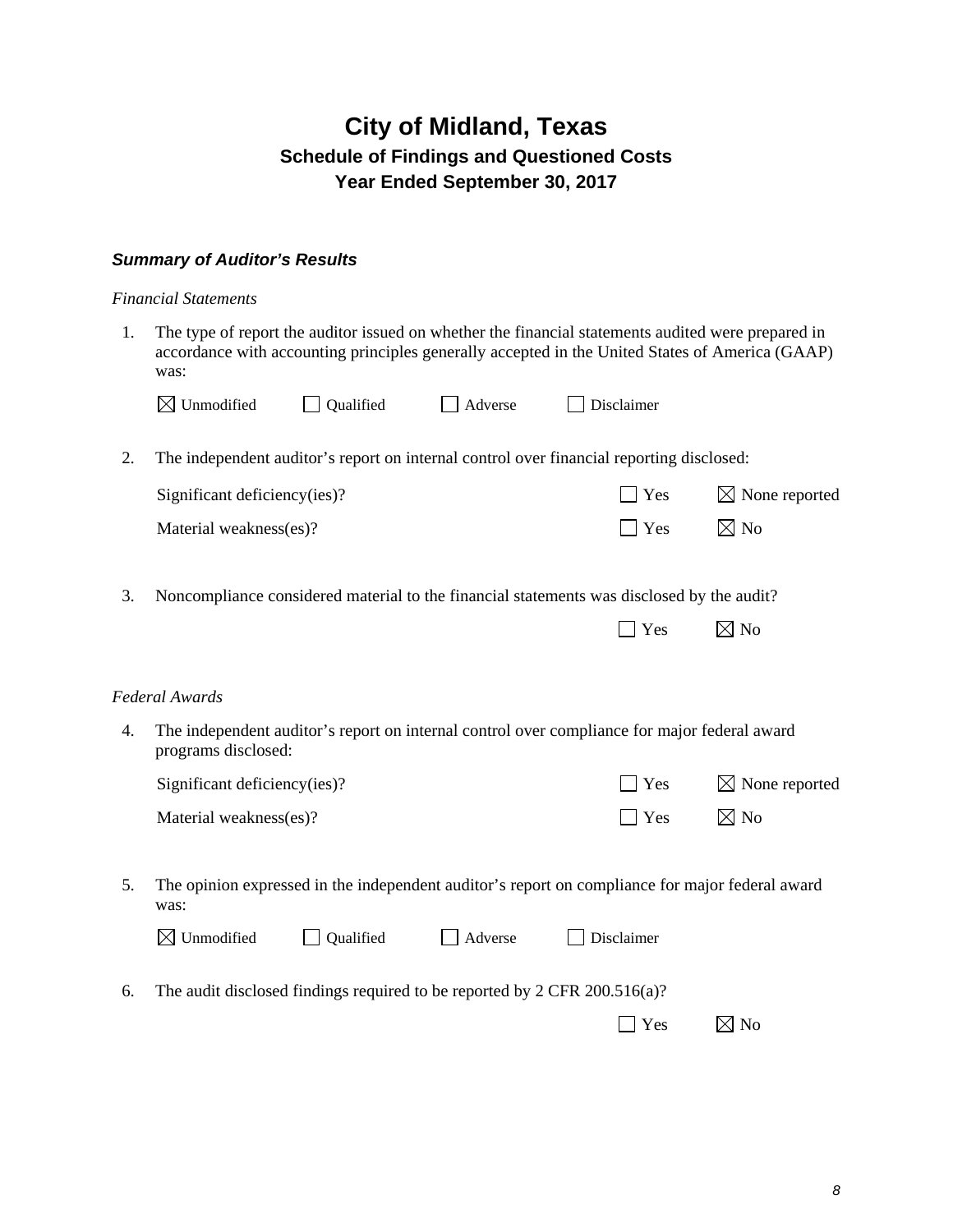# City of Midland, Texas

## Schedule of Findings and Questioned Costs

## Year Ended September 30, 2017

### *Summary of Auditor's Results*

*Financial Statements*

1. The type of report the auditor issued on whether the financial statements audited were prepared in accordance with accounting principles generally accepted in the United States of America (GAAP) was:

   ☒ Unmodified ☐ Qualified ☐ Adverse ☐ Disclaimer

2. The independent auditor's report on internal control over financial reporting disclosed:

   | | | |
   |---|---|---|
   | Significant deficiency(ies)? | ☐ Yes | ☒ None reported |
   | Material weakness(es)? | ☐ Yes | ☒ No |

3. Noncompliance considered material to the financial statements was disclosed by the audit?

   ☐ Yes ☒ No

*Federal Awards*

4. The independent auditor's report on internal control over compliance for major federal award programs disclosed:

   | | | |
   |---|---|---|
   | Significant deficiency(ies)? | ☐ Yes | ☒ None reported |
   | Material weakness(es)? | ☐ Yes | ☒ No |

5. The opinion expressed in the independent auditor's report on compliance for major federal award was:

   ☒ Unmodified ☐ Qualified ☐ Adverse ☐ Disclaimer

6. The audit disclosed findings required to be reported by 2 CFR 200.516(a)?

   ☐ Yes ☒ No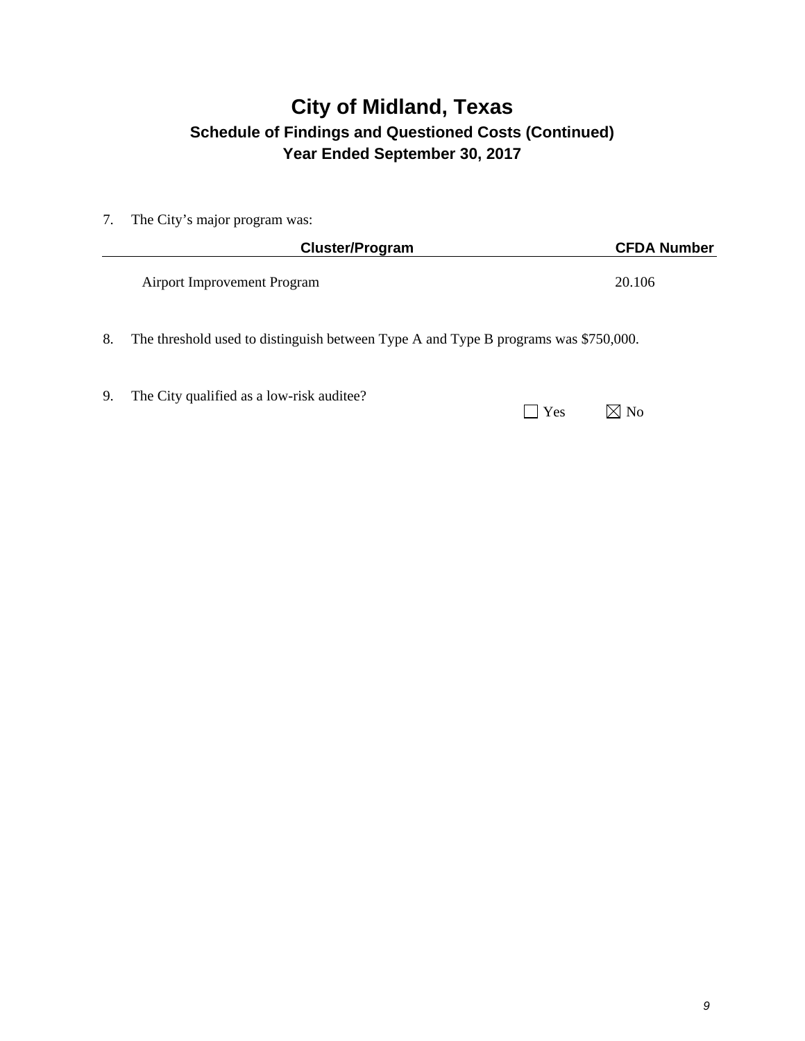# City of Midland, Texas

## Schedule of Findings and Questioned Costs (Continued)

## Year Ended September 30, 2017

7. The City's major program was:

| Cluster/Program | CFDA Number |
|---|---|
| Airport Improvement Program | 20.106 |

8. The threshold used to distinguish between Type A and Type B programs was $750,000.

9. The City qualified as a low-risk auditee?

☐ Yes ☒ No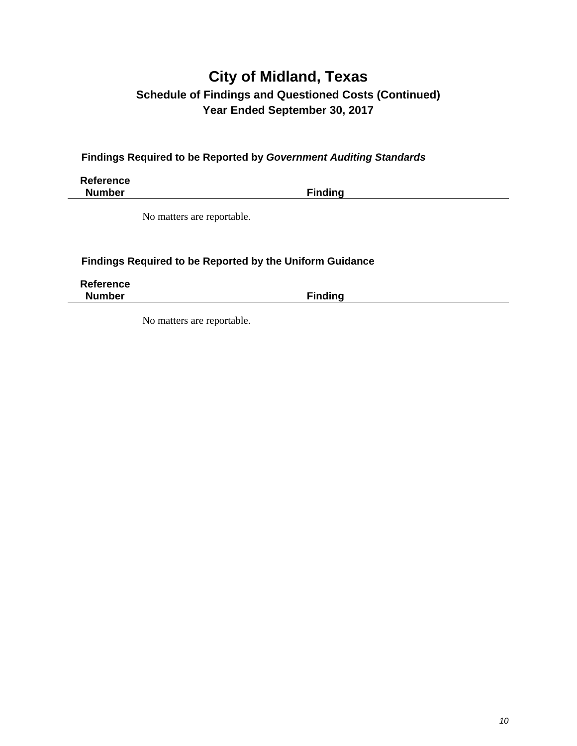# City of Midland, Texas

## Schedule of Findings and Questioned Costs (Continued)

## Year Ended September 30, 2017

### Findings Required to be Reported by *Government Auditing Standards*

| Reference Number | Finding |
|---|---|
| | No matters are reportable. |

### Findings Required to be Reported by the Uniform Guidance

| Reference Number | Finding |
|---|---|
| | No matters are reportable. |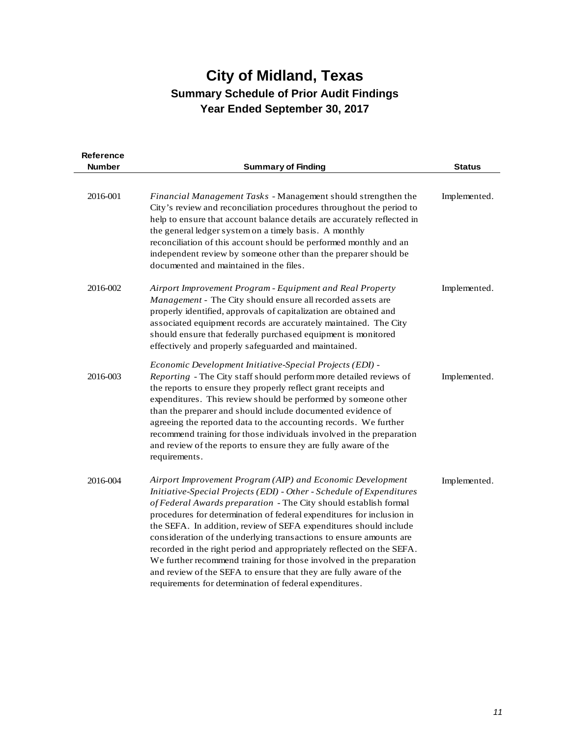# City of Midland, Texas

## Summary Schedule of Prior Audit Findings

## Year Ended September 30, 2017

| Reference Number | Summary of Finding | Status |
|---|---|---|
| 2016-001 | *Financial Management Tasks* - Management should strengthen the City's review and reconciliation procedures throughout the period to help to ensure that account balance details are accurately reflected in the general ledger system on a timely basis. A monthly reconciliation of this account should be performed monthly and an independent review by someone other than the preparer should be documented and maintained in the files. | Implemented. |
| 2016-002 | *Airport Improvement Program - Equipment and Real Property Management* - The City should ensure all recorded assets are properly identified, approvals of capitalization are obtained and associated equipment records are accurately maintained. The City should ensure that federally purchased equipment is monitored effectively and properly safeguarded and maintained. | Implemented. |
| 2016-003 | *Economic Development Initiative-Special Projects (EDI) - Reporting* - The City staff should perform more detailed reviews of the reports to ensure they properly reflect grant receipts and expenditures. This review should be performed by someone other than the preparer and should include documented evidence of agreeing the reported data to the accounting records. We further recommend training for those individuals involved in the preparation and review of the reports to ensure they are fully aware of the requirements. | Implemented. |
| 2016-004 | *Airport Improvement Program (AIP) and Economic Development Initiative-Special Projects (EDI) - Other - Schedule of Expenditures of Federal Awards preparation* - The City should establish formal procedures for determination of federal expenditures for inclusion in the SEFA. In addition, review of SEFA expenditures should include consideration of the underlying transactions to ensure amounts are recorded in the right period and appropriately reflected on the SEFA. We further recommend training for those involved in the preparation and review of the SEFA to ensure that they are fully aware of the requirements for determination of federal expenditures. | Implemented. |